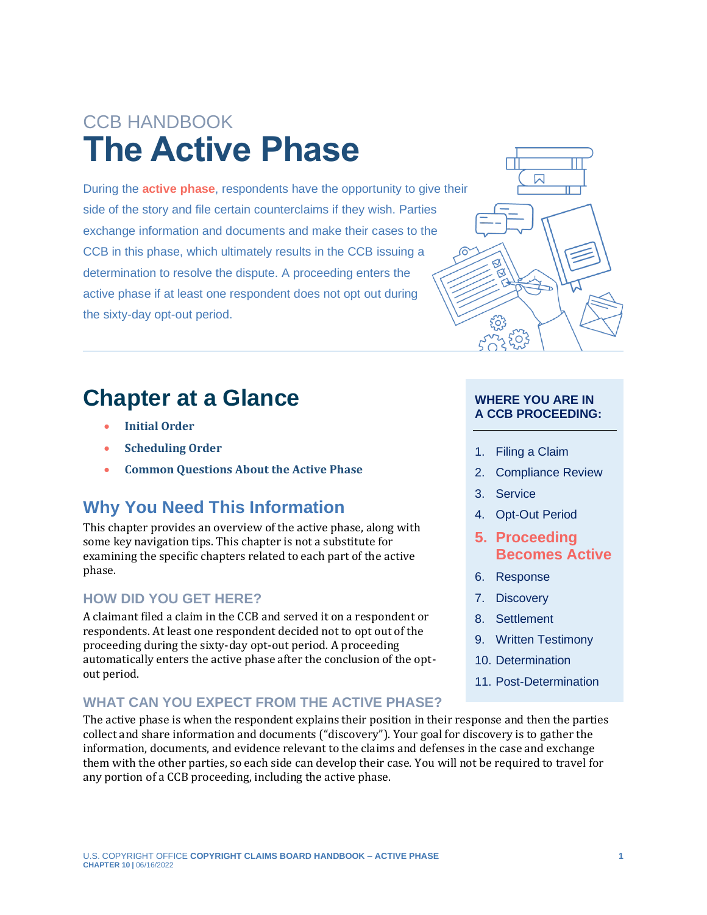CCB HANDBOOK

# The Active Phase

During the **active phase**, respondents have the opportunity to give their side of the story and file certain counterclaims if they wish. Parties exchange information and documents and make their cases to the CCB in this phase, which ultimately results in the CCB issuing a determination to resolve the dispute. A proceeding enters the active phase if at least one respondent does not opt out during the sixty-day opt-out period.

## Chapter at a Glance

- **Initial Order**
- **Scheduling Order**
- **Common Questions About the Active Phase**

**WHERE YOU ARE IN A CCB PROCEEDING:**

1. Filing a Claim
2. Compliance Review
3. Service
4. Opt-Out Period
5. **Proceeding Becomes Active**
6. Response
7. Discovery
8. Settlement
9. Written Testimony
10. Determination
11. Post-Determination

## Why You Need This Information

This chapter provides an overview of the active phase, along with some key navigation tips. This chapter is not a substitute for examining the specific chapters related to each part of the active phase.

### HOW DID YOU GET HERE?

A claimant filed a claim in the CCB and served it on a respondent or respondents. At least one respondent decided not to opt out of the proceeding during the sixty-day opt-out period. A proceeding automatically enters the active phase after the conclusion of the opt-out period.

### WHAT CAN YOU EXPECT FROM THE ACTIVE PHASE?

The active phase is when the respondent explains their position in their response and then the parties collect and share information and documents ("discovery"). Your goal for discovery is to gather the information, documents, and evidence relevant to the claims and defenses in the case and exchange them with the other parties, so each side can develop their case. You will not be required to travel for any portion of a CCB proceeding, including the active phase.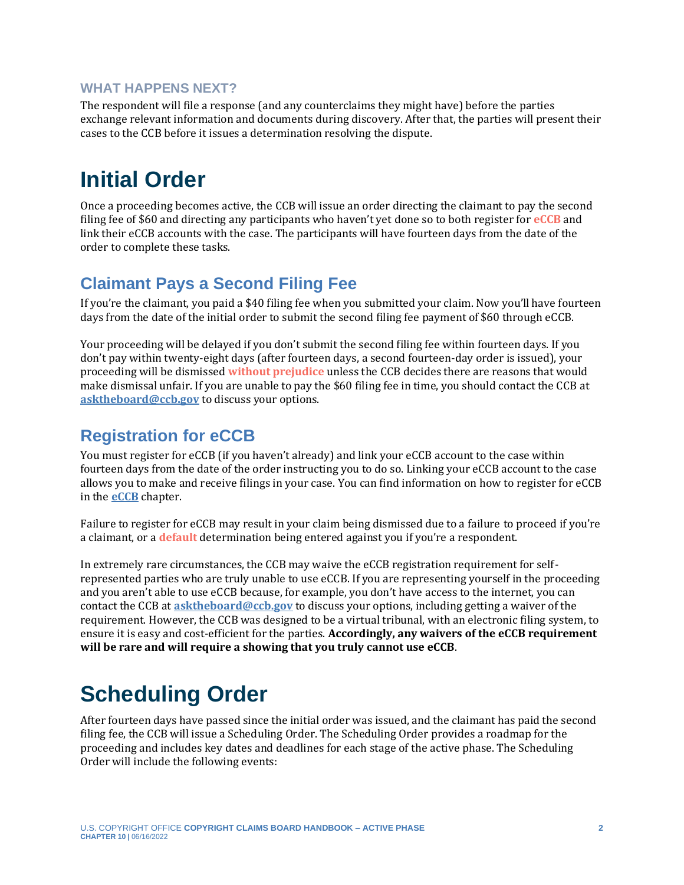### WHAT HAPPENS NEXT?

The respondent will file a response (and any counterclaims they might have) before the parties exchange relevant information and documents during discovery. After that, the parties will present their cases to the CCB before it issues a determination resolving the dispute.

# Initial Order

Once a proceeding becomes active, the CCB will issue an order directing the claimant to pay the second filing fee of $60 and directing any participants who haven't yet done so to both register for **eCCB** and link their eCCB accounts with the case. The participants will have fourteen days from the date of the order to complete these tasks.

## Claimant Pays a Second Filing Fee

If you're the claimant, you paid a $40 filing fee when you submitted your claim. Now you'll have fourteen days from the date of the initial order to submit the second filing fee payment of $60 through eCCB.

Your proceeding will be delayed if you don't submit the second filing fee within fourteen days. If you don't pay within twenty-eight days (after fourteen days, a second fourteen-day order is issued), your proceeding will be dismissed **without prejudice** unless the CCB decides there are reasons that would make dismissal unfair. If you are unable to pay the $60 filing fee in time, you should contact the CCB at **asktheboard@ccb.gov** to discuss your options.

## Registration for eCCB

You must register for eCCB (if you haven't already) and link your eCCB account to the case within fourteen days from the date of the order instructing you to do so. Linking your eCCB account to the case allows you to make and receive filings in your case. You can find information on how to register for eCCB in the **eCCB** chapter.

Failure to register for eCCB may result in your claim being dismissed due to a failure to proceed if you're a claimant, or a **default** determination being entered against you if you're a respondent.

In extremely rare circumstances, the CCB may waive the eCCB registration requirement for self-represented parties who are truly unable to use eCCB. If you are representing yourself in the proceeding and you aren't able to use eCCB because, for example, you don't have access to the internet, you can contact the CCB at **asktheboard@ccb.gov** to discuss your options, including getting a waiver of the requirement. However, the CCB was designed to be a virtual tribunal, with an electronic filing system, to ensure it is easy and cost-efficient for the parties. **Accordingly, any waivers of the eCCB requirement will be rare and will require a showing that you truly cannot use eCCB**.

# Scheduling Order

After fourteen days have passed since the initial order was issued, and the claimant has paid the second filing fee, the CCB will issue a Scheduling Order. The Scheduling Order provides a roadmap for the proceeding and includes key dates and deadlines for each stage of the active phase. The Scheduling Order will include the following events: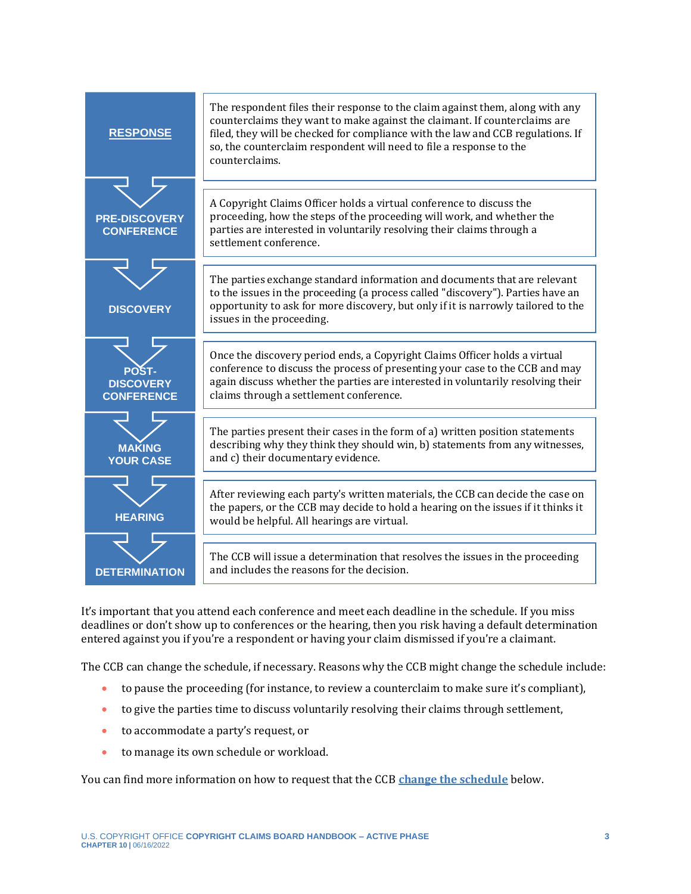| Step | Description |
| --- | --- |
| **RESPONSE** | The respondent files their response to the claim against them, along with any counterclaims they want to make against the claimant. If counterclaims are filed, they will be checked for compliance with the law and CCB regulations. If so, the counterclaim respondent will need to file a response to the counterclaims. |
| **PRE-DISCOVERY CONFERENCE** | A Copyright Claims Officer holds a virtual conference to discuss the proceeding, how the steps of the proceeding will work, and whether the parties are interested in voluntarily resolving their claims through a settlement conference. |
| **DISCOVERY** | The parties exchange standard information and documents that are relevant to the issues in the proceeding (a process called "discovery"). Parties have an opportunity to ask for more discovery, but only if it is narrowly tailored to the issues in the proceeding. |
| **POST-DISCOVERY CONFERENCE** | Once the discovery period ends, a Copyright Claims Officer holds a virtual conference to discuss the process of presenting your case to the CCB and may again discuss whether the parties are interested in voluntarily resolving their claims through a settlement conference. |
| **MAKING YOUR CASE** | The parties present their cases in the form of a) written position statements describing why they think they should win, b) statements from any witnesses, and c) their documentary evidence. |
| **HEARING** | After reviewing each party's written materials, the CCB can decide the case on the papers, or the CCB may decide to hold a hearing on the issues if it thinks it would be helpful. All hearings are virtual. |
| **DETERMINATION** | The CCB will issue a determination that resolves the issues in the proceeding and includes the reasons for the decision. |

It's important that you attend each conference and meet each deadline in the schedule. If you miss deadlines or don't show up to conferences or the hearing, then you risk having a default determination entered against you if you're a respondent or having your claim dismissed if you're a claimant.

The CCB can change the schedule, if necessary. Reasons why the CCB might change the schedule include:

- to pause the proceeding (for instance, to review a counterclaim to make sure it's compliant),
- to give the parties time to discuss voluntarily resolving their claims through settlement,
- to accommodate a party's request, or
- to manage its own schedule or workload.

You can find more information on how to request that the CCB change the schedule below.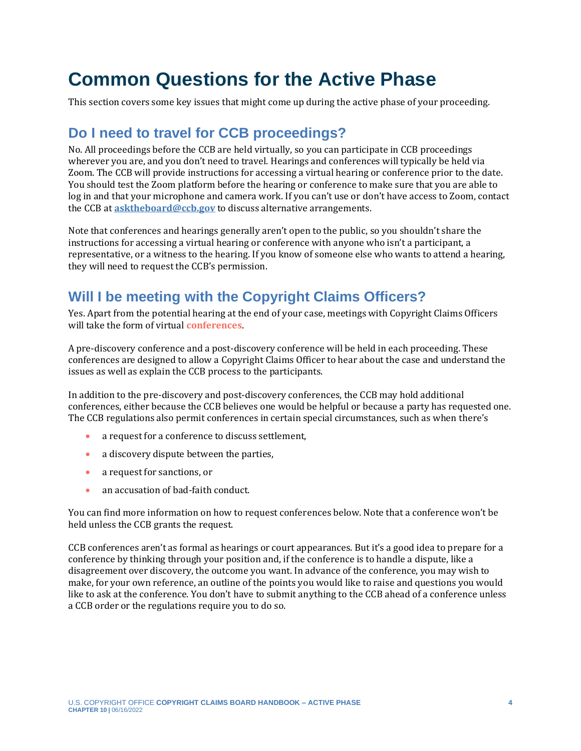# Common Questions for the Active Phase

This section covers some key issues that might come up during the active phase of your proceeding.

## Do I need to travel for CCB proceedings?

No. All proceedings before the CCB are held virtually, so you can participate in CCB proceedings wherever you are, and you don't need to travel. Hearings and conferences will typically be held via Zoom. The CCB will provide instructions for accessing a virtual hearing or conference prior to the date. You should test the Zoom platform before the hearing or conference to make sure that you are able to log in and that your microphone and camera work. If you can't use or don't have access to Zoom, contact the CCB at **asktheboard@ccb.gov** to discuss alternative arrangements.

Note that conferences and hearings generally aren't open to the public, so you shouldn't share the instructions for accessing a virtual hearing or conference with anyone who isn't a participant, a representative, or a witness to the hearing. If you know of someone else who wants to attend a hearing, they will need to request the CCB's permission.

## Will I be meeting with the Copyright Claims Officers?

Yes. Apart from the potential hearing at the end of your case, meetings with Copyright Claims Officers will take the form of virtual **conferences**.

A pre-discovery conference and a post-discovery conference will be held in each proceeding. These conferences are designed to allow a Copyright Claims Officer to hear about the case and understand the issues as well as explain the CCB process to the participants.

In addition to the pre-discovery and post-discovery conferences, the CCB may hold additional conferences, either because the CCB believes one would be helpful or because a party has requested one. The CCB regulations also permit conferences in certain special circumstances, such as when there's

- a request for a conference to discuss settlement,
- a discovery dispute between the parties,
- a request for sanctions, or
- an accusation of bad-faith conduct.

You can find more information on how to request conferences below. Note that a conference won't be held unless the CCB grants the request.

CCB conferences aren't as formal as hearings or court appearances. But it's a good idea to prepare for a conference by thinking through your position and, if the conference is to handle a dispute, like a disagreement over discovery, the outcome you want. In advance of the conference, you may wish to make, for your own reference, an outline of the points you would like to raise and questions you would like to ask at the conference. You don't have to submit anything to the CCB ahead of a conference unless a CCB order or the regulations require you to do so.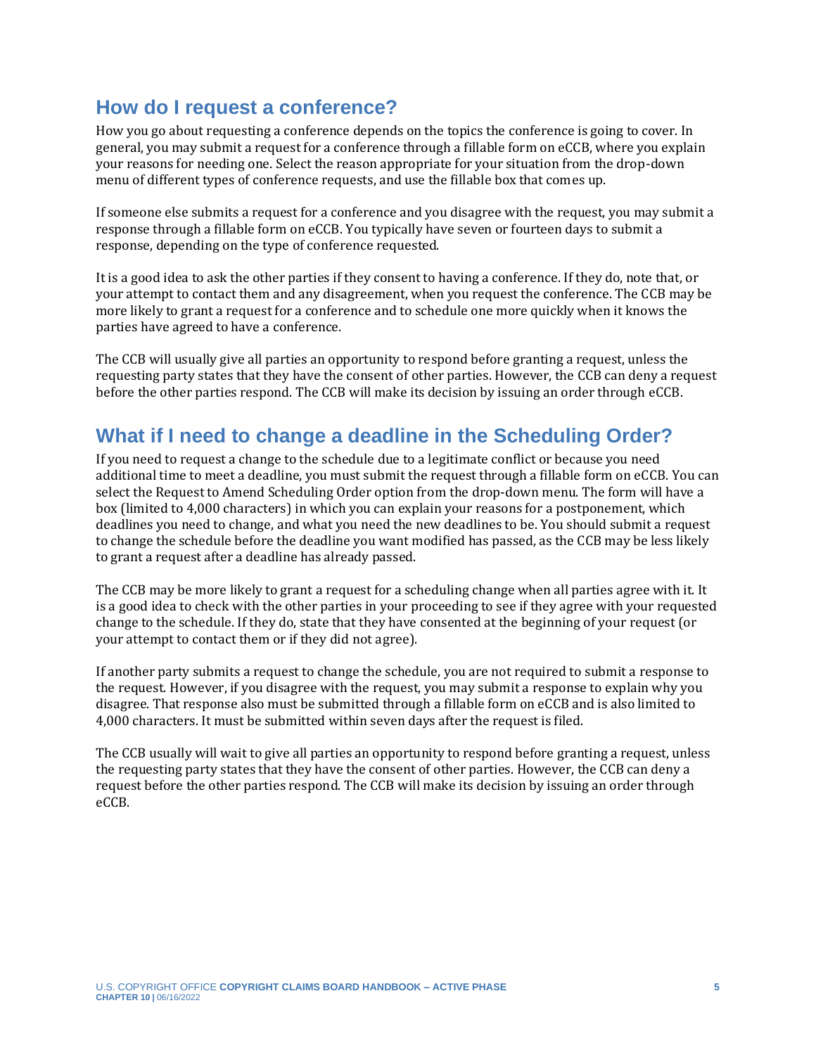## How do I request a conference?

How you go about requesting a conference depends on the topics the conference is going to cover. In general, you may submit a request for a conference through a fillable form on eCCB, where you explain your reasons for needing one. Select the reason appropriate for your situation from the drop-down menu of different types of conference requests, and use the fillable box that comes up.

If someone else submits a request for a conference and you disagree with the request, you may submit a response through a fillable form on eCCB. You typically have seven or fourteen days to submit a response, depending on the type of conference requested.

It is a good idea to ask the other parties if they consent to having a conference. If they do, note that, or your attempt to contact them and any disagreement, when you request the conference. The CCB may be more likely to grant a request for a conference and to schedule one more quickly when it knows the parties have agreed to have a conference.

The CCB will usually give all parties an opportunity to respond before granting a request, unless the requesting party states that they have the consent of other parties. However, the CCB can deny a request before the other parties respond. The CCB will make its decision by issuing an order through eCCB.

## What if I need to change a deadline in the Scheduling Order?

If you need to request a change to the schedule due to a legitimate conflict or because you need additional time to meet a deadline, you must submit the request through a fillable form on eCCB. You can select the Request to Amend Scheduling Order option from the drop-down menu. The form will have a box (limited to 4,000 characters) in which you can explain your reasons for a postponement, which deadlines you need to change, and what you need the new deadlines to be. You should submit a request to change the schedule before the deadline you want modified has passed, as the CCB may be less likely to grant a request after a deadline has already passed.

The CCB may be more likely to grant a request for a scheduling change when all parties agree with it. It is a good idea to check with the other parties in your proceeding to see if they agree with your requested change to the schedule. If they do, state that they have consented at the beginning of your request (or your attempt to contact them or if they did not agree).

If another party submits a request to change the schedule, you are not required to submit a response to the request. However, if you disagree with the request, you may submit a response to explain why you disagree. That response also must be submitted through a fillable form on eCCB and is also limited to 4,000 characters. It must be submitted within seven days after the request is filed.

The CCB usually will wait to give all parties an opportunity to respond before granting a request, unless the requesting party states that they have the consent of other parties. However, the CCB can deny a request before the other parties respond. The CCB will make its decision by issuing an order through eCCB.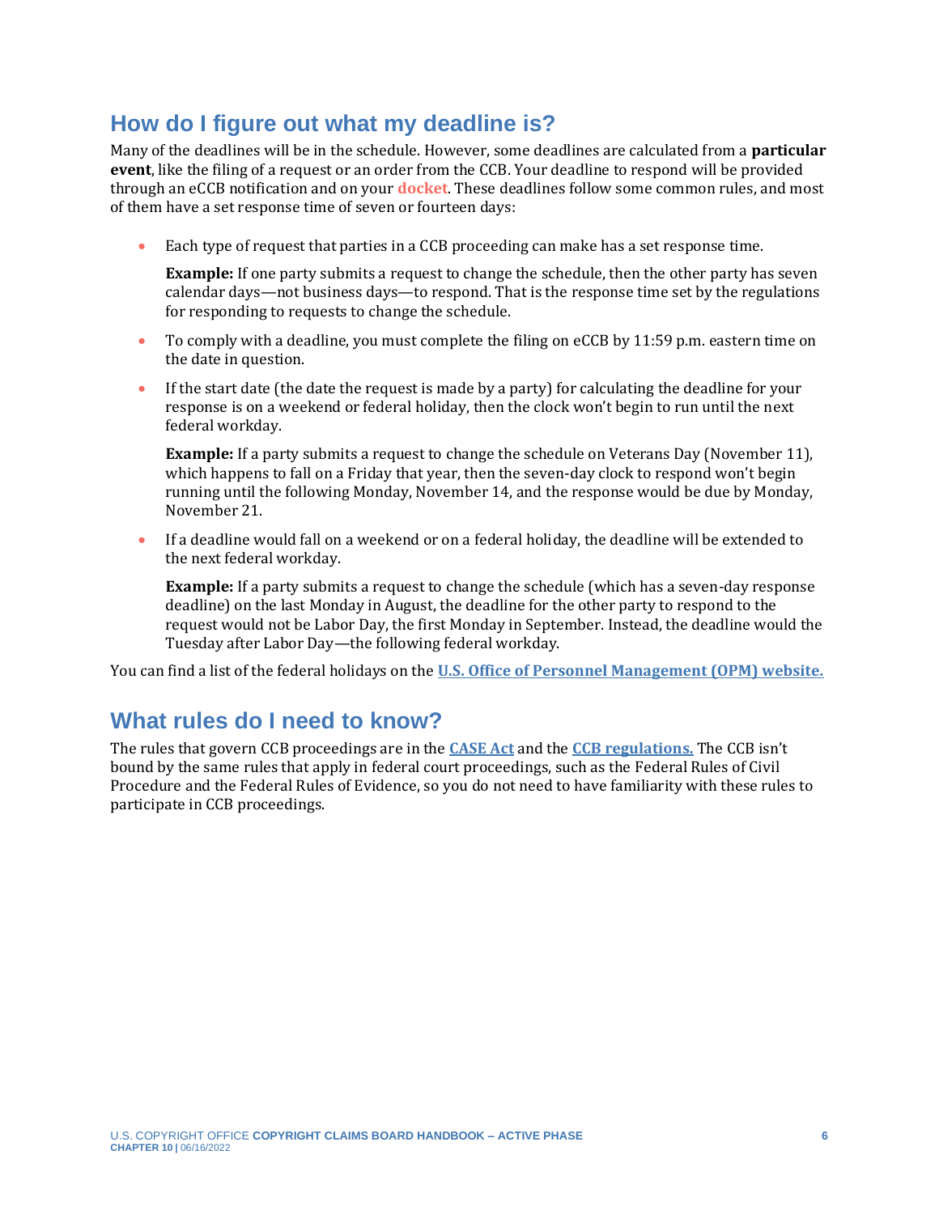## How do I figure out what my deadline is?

Many of the deadlines will be in the schedule. However, some deadlines are calculated from a **particular event**, like the filing of a request or an order from the CCB. Your deadline to respond will be provided through an eCCB notification and on your **docket**. These deadlines follow some common rules, and most of them have a set response time of seven or fourteen days:

- Each type of request that parties in a CCB proceeding can make has a set response time.

  **Example:** If one party submits a request to change the schedule, then the other party has seven calendar days—not business days—to respond. That is the response time set by the regulations for responding to requests to change the schedule.

- To comply with a deadline, you must complete the filing on eCCB by 11:59 p.m. eastern time on the date in question.

- If the start date (the date the request is made by a party) for calculating the deadline for your response is on a weekend or federal holiday, then the clock won't begin to run until the next federal workday.

  **Example:** If a party submits a request to change the schedule on Veterans Day (November 11), which happens to fall on a Friday that year, then the seven-day clock to respond won't begin running until the following Monday, November 14, and the response would be due by Monday, November 21.

- If a deadline would fall on a weekend or on a federal holiday, the deadline will be extended to the next federal workday.

  **Example:** If a party submits a request to change the schedule (which has a seven-day response deadline) on the last Monday in August, the deadline for the other party to respond to the request would not be Labor Day, the first Monday in September. Instead, the deadline would the Tuesday after Labor Day—the following federal workday.

You can find a list of the federal holidays on the **U.S. Office of Personnel Management (OPM) website.**

## What rules do I need to know?

The rules that govern CCB proceedings are in the **CASE Act** and the **CCB regulations.** The CCB isn't bound by the same rules that apply in federal court proceedings, such as the Federal Rules of Civil Procedure and the Federal Rules of Evidence, so you do not need to have familiarity with these rules to participate in CCB proceedings.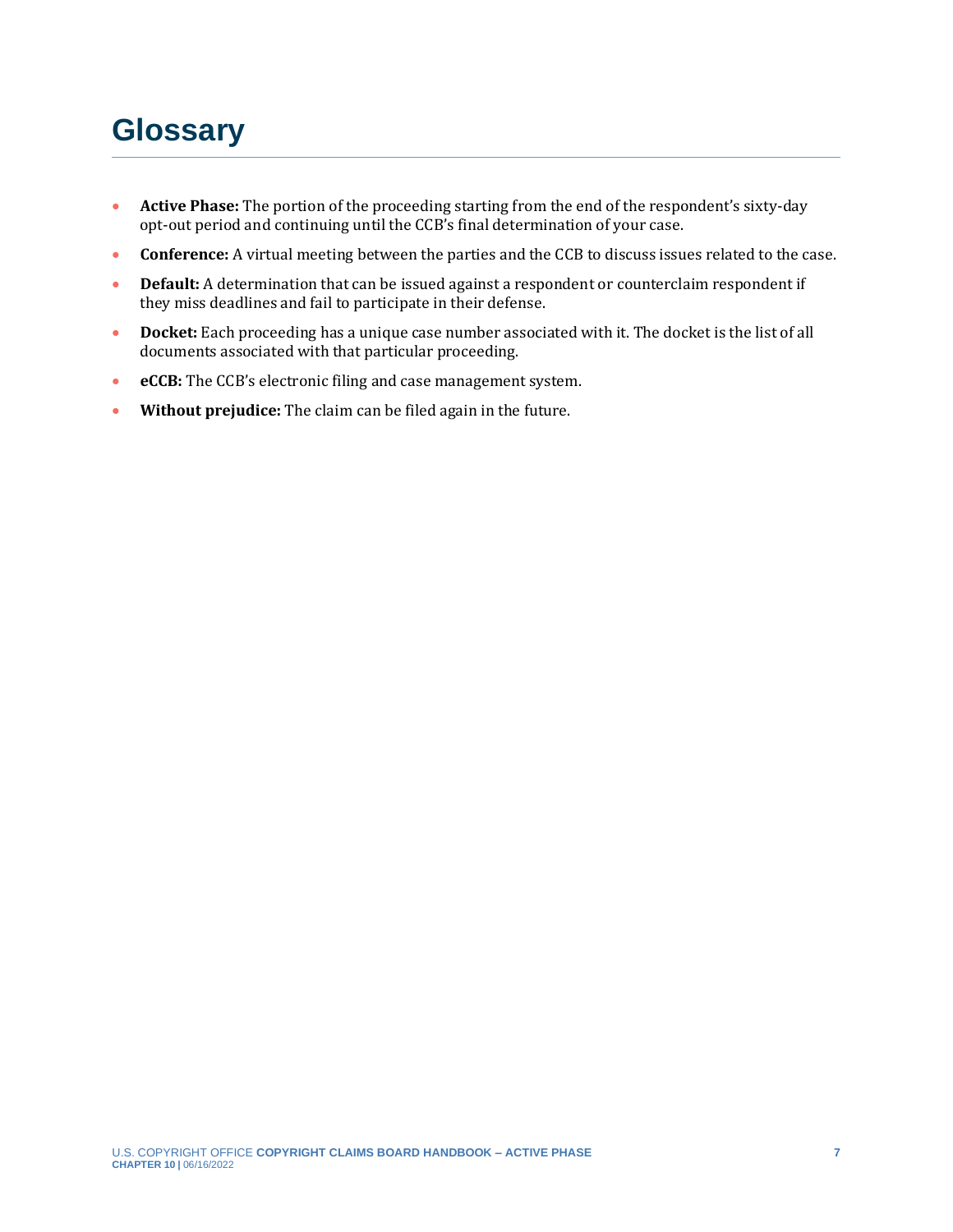# Glossary

- **Active Phase:** The portion of the proceeding starting from the end of the respondent's sixty-day opt-out period and continuing until the CCB's final determination of your case.
- **Conference:** A virtual meeting between the parties and the CCB to discuss issues related to the case.
- **Default:** A determination that can be issued against a respondent or counterclaim respondent if they miss deadlines and fail to participate in their defense.
- **Docket:** Each proceeding has a unique case number associated with it. The docket is the list of all documents associated with that particular proceeding.
- **eCCB:** The CCB's electronic filing and case management system.
- **Without prejudice:** The claim can be filed again in the future.